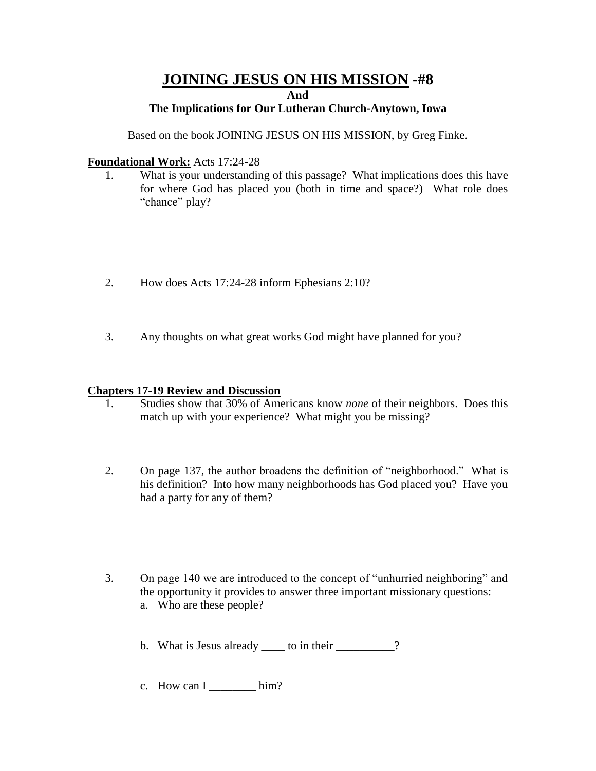# <u>JOINING JESUS ON HIS MISSION</u> -#8

**And**

**The Implications for Our Lutheran Church-Anytown, Iowa**

Based on the book JOINING JESUS ON HIS MISSION, by Greg Finke.

**<u>Foundational Work:</u>** Acts 17:24-28

1. What is your understanding of this passage? What implications does this have for where God has placed you (both in time and space?) What role does "chance" play?

2. How does Acts 17:24-28 inform Ephesians 2:10?

3. Any thoughts on what great works God might have planned for you?

**<u>Chapters 17-19 Review and Discussion</u>**

1. Studies show that 30% of Americans know *none* of their neighbors. Does this match up with your experience? What might you be missing?

2. On page 137, the author broadens the definition of "neighborhood." What is his definition? Into how many neighborhoods has God placed you? Have you had a party for any of them?

3. On page 140 we are introduced to the concept of "unhurried neighboring" and the opportunity it provides to answer three important missionary questions:
   a. Who are these people?

   b. What is Jesus already ____ to in their __________?

   c. How can I ________ him?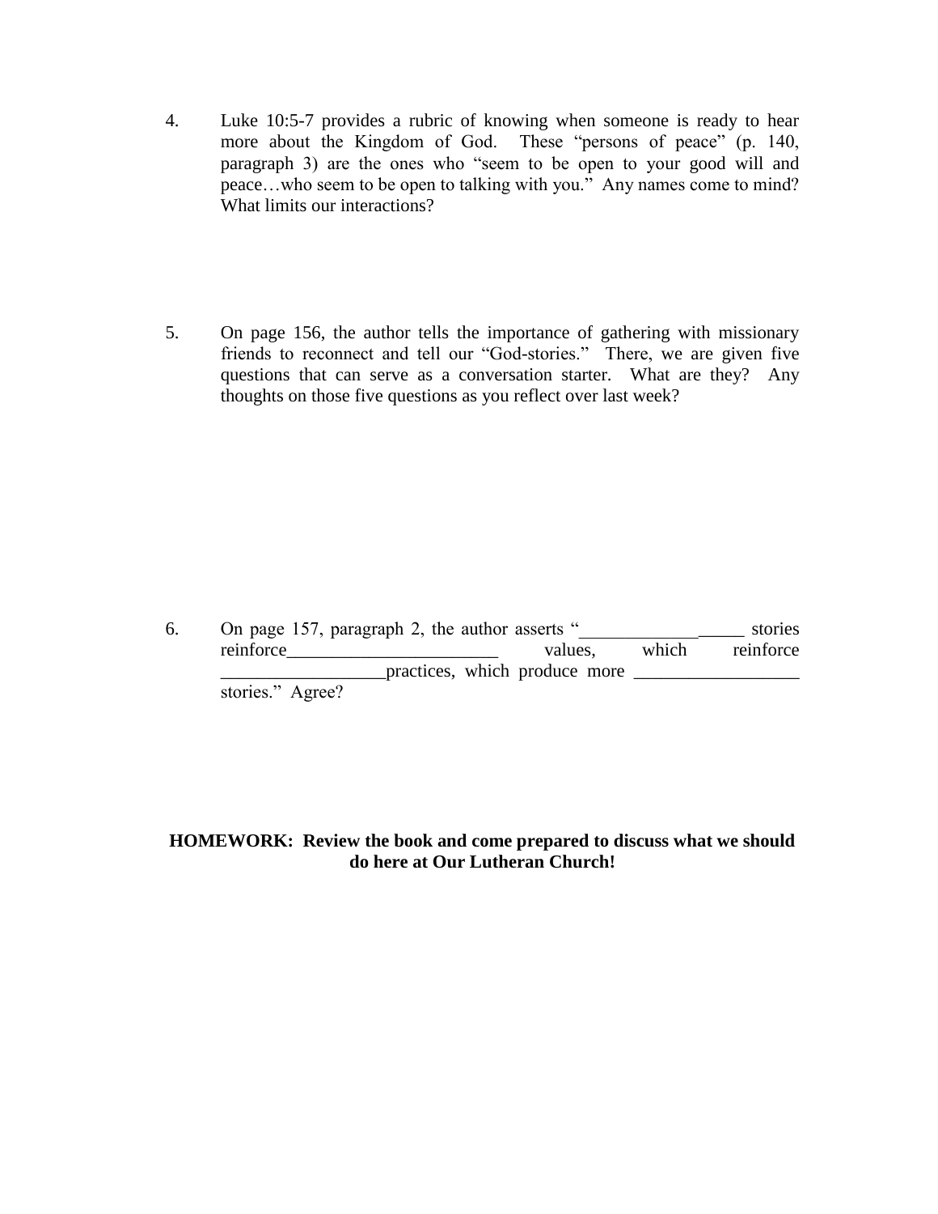4. Luke 10:5-7 provides a rubric of knowing when someone is ready to hear more about the Kingdom of God. These "persons of peace" (p. 140, paragraph 3) are the ones who "seem to be open to your good will and peace…who seem to be open to talking with you." Any names come to mind? What limits our interactions?

5. On page 156, the author tells the importance of gathering with missionary friends to reconnect and tell our "God-stories." There, we are given five questions that can serve as a conversation starter. What are they? Any thoughts on those five questions as you reflect over last week?

6. On page 157, paragraph 2, the author asserts "__________________ stories reinforce_______________________ values, which reinforce _________________practices, which produce more __________________ stories." Agree?

**HOMEWORK: Review the book and come prepared to discuss what we should do here at Our Lutheran Church!**